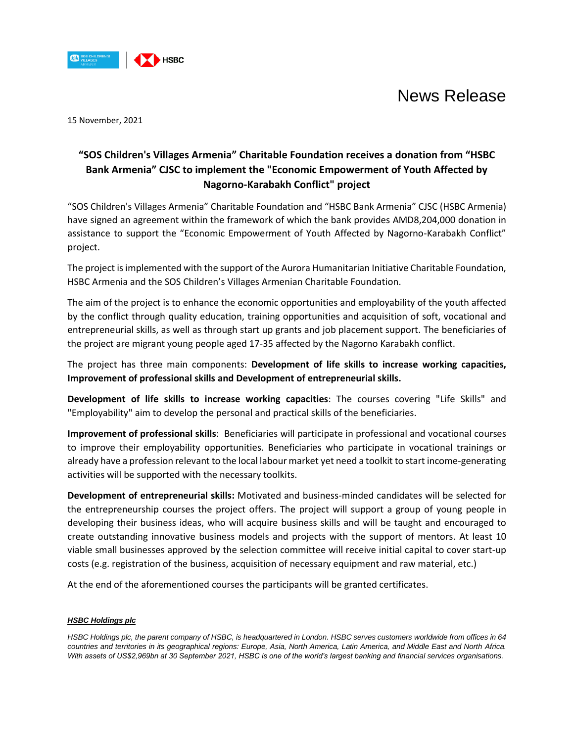# News Release

15 November, 2021

## "SOS Children's Villages Armenia" Charitable Foundation receives a donation from "HSBC Bank Armenia" CJSC to implement the "Economic Empowerment of Youth Affected by Nagorno-Karabakh Conflict" project

"SOS Children's Villages Armenia" Charitable Foundation and "HSBC Bank Armenia" CJSC (HSBC Armenia) have signed an agreement within the framework of which the bank provides AMD8,204,000 donation in assistance to support the "Economic Empowerment of Youth Affected by Nagorno-Karabakh Conflict" project.

The project is implemented with the support of the Aurora Humanitarian Initiative Charitable Foundation, HSBC Armenia and the SOS Children's Villages Armenian Charitable Foundation.

The aim of the project is to enhance the economic opportunities and employability of the youth affected by the conflict through quality education, training opportunities and acquisition of soft, vocational and entrepreneurial skills, as well as through start up grants and job placement support. The beneficiaries of the project are migrant young people aged 17-35 affected by the Nagorno Karabakh conflict.

The project has three main components: **Development of life skills to increase working capacities, Improvement of professional skills and Development of entrepreneurial skills.**

**Development of life skills to increase working capacities**: The courses covering "Life Skills" and "Employability" aim to develop the personal and practical skills of the beneficiaries.

**Improvement of professional skills**: Beneficiaries will participate in professional and vocational courses to improve their employability opportunities. Beneficiaries who participate in vocational trainings or already have a profession relevant to the local labour market yet need a toolkit to start income-generating activities will be supported with the necessary toolkits.

**Development of entrepreneurial skills:** Motivated and business-minded candidates will be selected for the entrepreneurship courses the project offers. The project will support a group of young people in developing their business ideas, who will acquire business skills and will be taught and encouraged to create outstanding innovative business models and projects with the support of mentors. At least 10 viable small businesses approved by the selection committee will receive initial capital to cover start-up costs (e.g. registration of the business, acquisition of necessary equipment and raw material, etc.)

At the end of the aforementioned courses the participants will be granted certificates.

***HSBC Holdings plc***

*HSBC Holdings plc, the parent company of HSBC, is headquartered in London. HSBC serves customers worldwide from offices in 64 countries and territories in its geographical regions: Europe, Asia, North America, Latin America, and Middle East and North Africa. With assets of US$2,969bn at 30 September 2021, HSBC is one of the world's largest banking and financial services organisations.*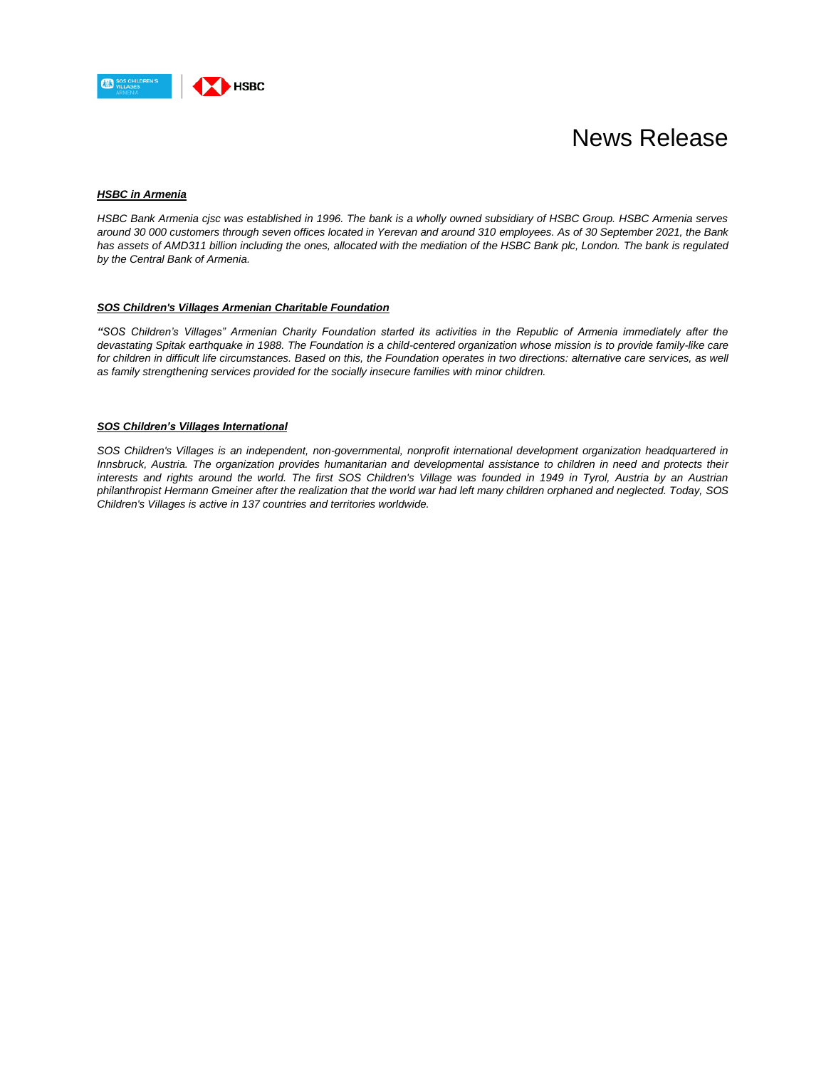# News Release

***HSBC in Armenia***

*HSBC Bank Armenia cjsc was established in 1996. The bank is a wholly owned subsidiary of HSBC Group. HSBC Armenia serves around 30 000 customers through seven offices located in Yerevan and around 310 employees. As of 30 September 2021, the Bank has assets of AMD311 billion including the ones, allocated with the mediation of the HSBC Bank plc, London. The bank is regulated by the Central Bank of Armenia.*

***SOS Children's Villages Armenian Charitable Foundation***

*"SOS Children's Villages" Armenian Charity Foundation started its activities in the Republic of Armenia immediately after the devastating Spitak earthquake in 1988. The Foundation is a child-centered organization whose mission is to provide family-like care for children in difficult life circumstances. Based on this, the Foundation operates in two directions: alternative care services, as well as family strengthening services provided for the socially insecure families with minor children.*

***SOS Children's Villages International***

*SOS Children's Villages is an independent, non-governmental, nonprofit international development organization headquartered in Innsbruck, Austria. The organization provides humanitarian and developmental assistance to children in need and protects their interests and rights around the world. The first SOS Children's Village was founded in 1949 in Tyrol, Austria by an Austrian philanthropist Hermann Gmeiner after the realization that the world war had left many children orphaned and neglected. Today, SOS Children's Villages is active in 137 countries and territories worldwide.*